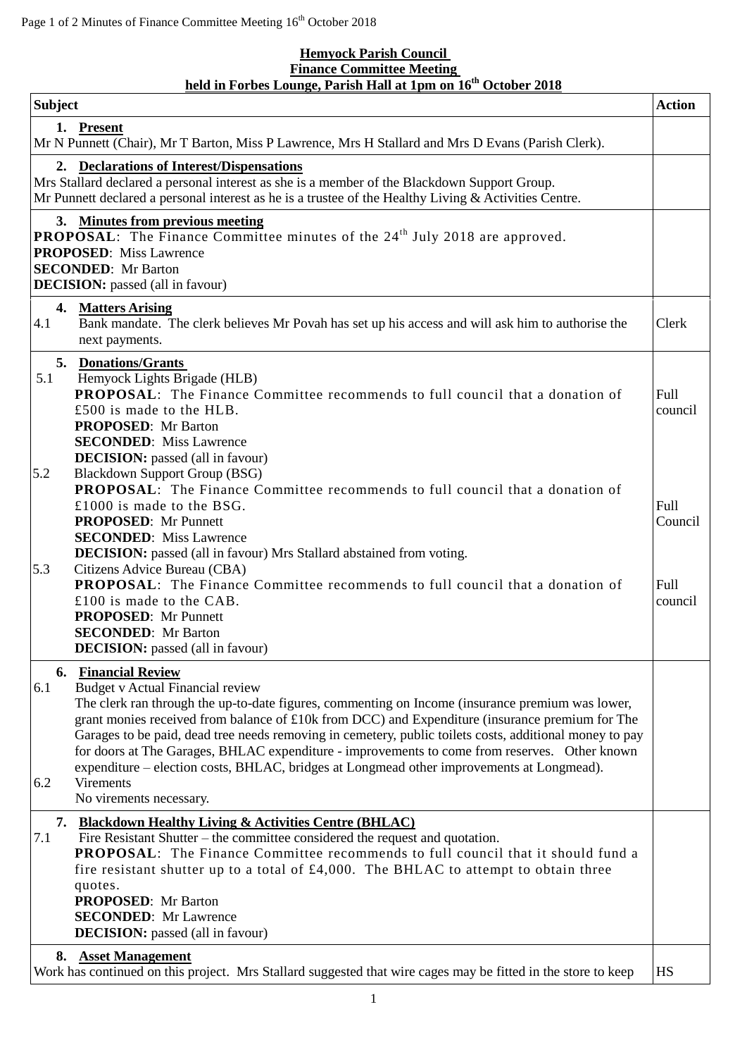**Hemyock Parish Council**
**Finance Committee Meeting**
**held in Forbes Lounge, Parish Hall at 1pm on 16th October 2018**

| Subject | Action |
|---|---|
| **1. Present**<br>Mr N Punnett (Chair), Mr T Barton, Miss P Lawrence, Mrs H Stallard and Mrs D Evans (Parish Clerk). | |
| **2. Declarations of Interest/Dispensations**<br>Mrs Stallard declared a personal interest as she is a member of the Blackdown Support Group.<br>Mr Punnett declared a personal interest as he is a trustee of the Healthy Living & Activities Centre. | |
| **3. Minutes from previous meeting**<br>**PROPOSAL**: The Finance Committee minutes of the 24th July 2018 are approved.<br>**PROPOSED**: Miss Lawrence<br>**SECONDED**: Mr Barton<br>**DECISION:** passed (all in favour) | |
| **4. Matters Arising**<br>4.1 Bank mandate. The clerk believes Mr Povah has set up his access and will ask him to authorise the next payments. | Clerk |
| **5. Donations/Grants**<br>5.1 Hemyock Lights Brigade (HLB)<br>**PROPOSAL**: The Finance Committee recommends to full council that a donation of £500 is made to the HLB.<br>**PROPOSED**: Mr Barton<br>**SECONDED**: Miss Lawrence<br>**DECISION:** passed (all in favour) | Full council |
| 5.2 Blackdown Support Group (BSG)<br>**PROPOSAL**: The Finance Committee recommends to full council that a donation of £1000 is made to the BSG.<br>**PROPOSED**: Mr Punnett<br>**SECONDED**: Miss Lawrence<br>**DECISION:** passed (all in favour) Mrs Stallard abstained from voting. | Full Council |
| 5.3 Citizens Advice Bureau (CBA)<br>**PROPOSAL**: The Finance Committee recommends to full council that a donation of £100 is made to the CAB.<br>**PROPOSED**: Mr Punnett<br>**SECONDED**: Mr Barton<br>**DECISION:** passed (all in favour) | Full council |
| **6. Financial Review**<br>6.1 Budget v Actual Financial review<br>The clerk ran through the up-to-date figures, commenting on Income (insurance premium was lower, grant monies received from balance of £10k from DCC) and Expenditure (insurance premium for The Garages to be paid, dead tree needs removing in cemetery, public toilets costs, additional money to pay for doors at The Garages, BHLAC expenditure - improvements to come from reserves. Other known expenditure – election costs, BHLAC, bridges at Longmead other improvements at Longmead).<br>6.2 Virements<br>No virements necessary. | |
| **7. Blackdown Healthy Living & Activities Centre (BHLAC)**<br>7.1 Fire Resistant Shutter – the committee considered the request and quotation.<br>**PROPOSAL**: The Finance Committee recommends to full council that it should fund a fire resistant shutter up to a total of £4,000. The BHLAC to attempt to obtain three quotes.<br>**PROPOSED**: Mr Barton<br>**SECONDED**: Mr Lawrence<br>**DECISION:** passed (all in favour) | |
| **8. Asset Management**<br>Work has continued on this project. Mrs Stallard suggested that wire cages may be fitted in the store to keep | HS |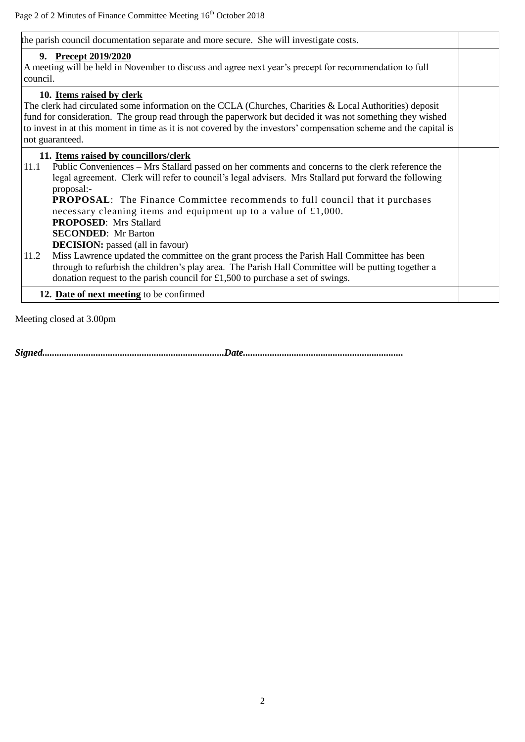the parish council documentation separate and more secure. She will investigate costs.

**9. Precept 2019/2020**

A meeting will be held in November to discuss and agree next year's precept for recommendation to full council.

**10. Items raised by clerk**

The clerk had circulated some information on the CCLA (Churches, Charities & Local Authorities) deposit fund for consideration. The group read through the paperwork but decided it was not something they wished to invest in at this moment in time as it is not covered by the investors' compensation scheme and the capital is not guaranteed.

**11. Items raised by councillors/clerk**

11.1 Public Conveniences – Mrs Stallard passed on her comments and concerns to the clerk reference the legal agreement. Clerk will refer to council's legal advisers. Mrs Stallard put forward the following proposal:-

**PROPOSAL**: The Finance Committee recommends to full council that it purchases necessary cleaning items and equipment up to a value of £1,000.
**PROPOSED**: Mrs Stallard
**SECONDED**: Mr Barton
**DECISION:** passed (all in favour)

11.2 Miss Lawrence updated the committee on the grant process the Parish Hall Committee has been through to refurbish the children's play area. The Parish Hall Committee will be putting together a donation request to the parish council for £1,500 to purchase a set of swings.

**12. Date of next meeting** to be confirmed

Meeting closed at 3.00pm

***Signed.........................................................................Date................................................................***